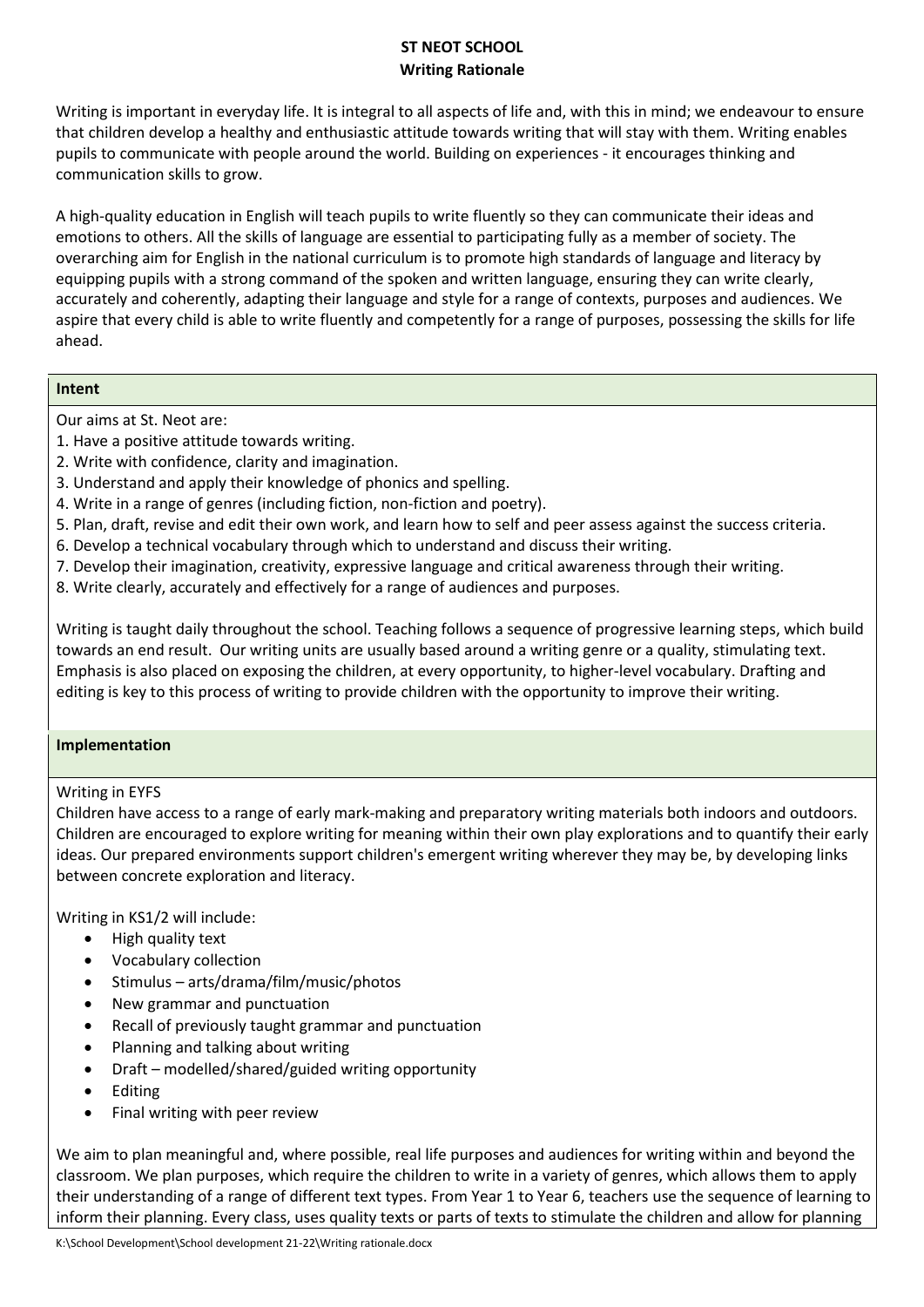# ST NEOT SCHOOL
## Writing Rationale

Writing is important in everyday life. It is integral to all aspects of life and, with this in mind; we endeavour to ensure that children develop a healthy and enthusiastic attitude towards writing that will stay with them. Writing enables pupils to communicate with people around the world. Building on experiences - it encourages thinking and communication skills to grow.

A high-quality education in English will teach pupils to write fluently so they can communicate their ideas and emotions to others. All the skills of language are essential to participating fully as a member of society. The overarching aim for English in the national curriculum is to promote high standards of language and literacy by equipping pupils with a strong command of the spoken and written language, ensuring they can write clearly, accurately and coherently, adapting their language and style for a range of contexts, purposes and audiences. We aspire that every child is able to write fluently and competently for a range of purposes, possessing the skills for life ahead.

### Intent

Our aims at St. Neot are:

1. Have a positive attitude towards writing.
2. Write with confidence, clarity and imagination.
3. Understand and apply their knowledge of phonics and spelling.
4. Write in a range of genres (including fiction, non-fiction and poetry).
5. Plan, draft, revise and edit their own work, and learn how to self and peer assess against the success criteria.
6. Develop a technical vocabulary through which to understand and discuss their writing.
7. Develop their imagination, creativity, expressive language and critical awareness through their writing.
8. Write clearly, accurately and effectively for a range of audiences and purposes.

Writing is taught daily throughout the school. Teaching follows a sequence of progressive learning steps, which build towards an end result. Our writing units are usually based around a writing genre or a quality, stimulating text. Emphasis is also placed on exposing the children, at every opportunity, to higher-level vocabulary. Drafting and editing is key to this process of writing to provide children with the opportunity to improve their writing.

### Implementation

Writing in EYFS

Children have access to a range of early mark-making and preparatory writing materials both indoors and outdoors. Children are encouraged to explore writing for meaning within their own play explorations and to quantify their early ideas. Our prepared environments support children's emergent writing wherever they may be, by developing links between concrete exploration and literacy.

Writing in KS1/2 will include:

- High quality text
- Vocabulary collection
- Stimulus – arts/drama/film/music/photos
- New grammar and punctuation
- Recall of previously taught grammar and punctuation
- Planning and talking about writing
- Draft – modelled/shared/guided writing opportunity
- Editing
- Final writing with peer review

We aim to plan meaningful and, where possible, real life purposes and audiences for writing within and beyond the classroom. We plan purposes, which require the children to write in a variety of genres, which allows them to apply their understanding of a range of different text types. From Year 1 to Year 6, teachers use the sequence of learning to inform their planning. Every class, uses quality texts or parts of texts to stimulate the children and allow for planning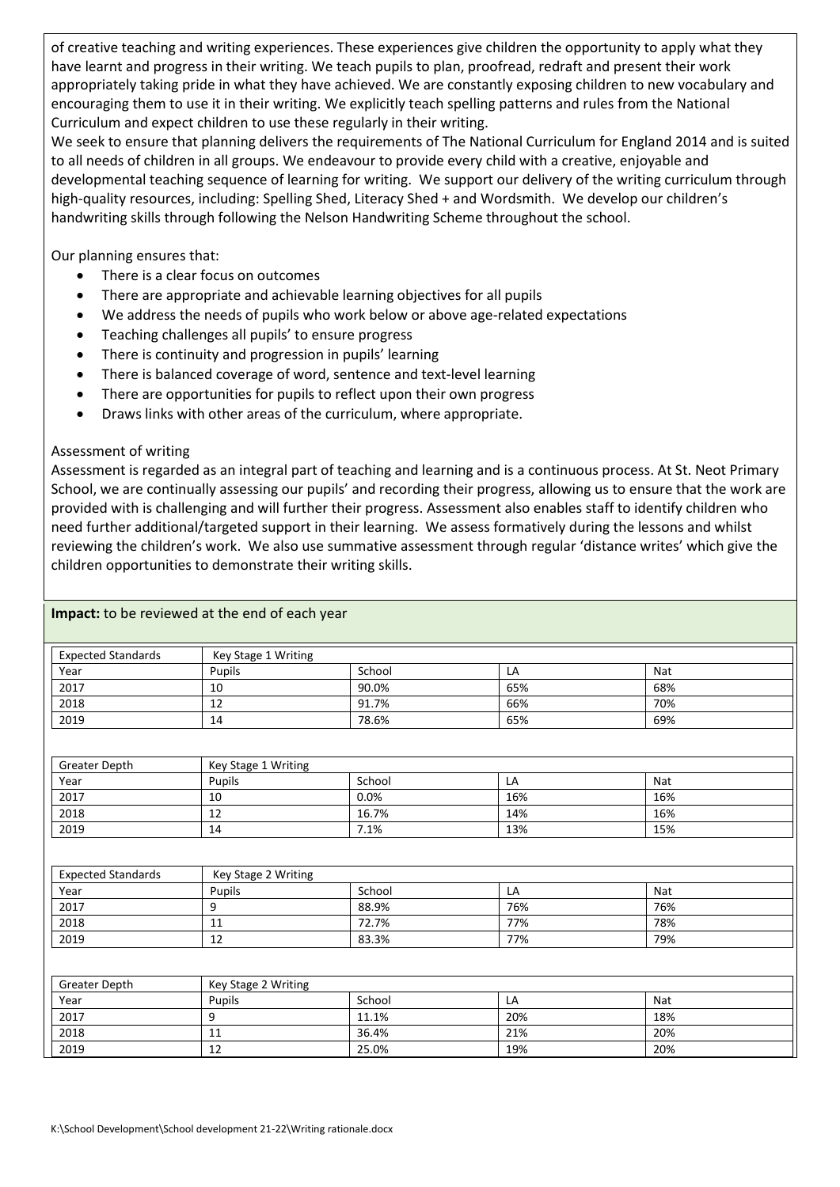of creative teaching and writing experiences. These experiences give children the opportunity to apply what they have learnt and progress in their writing. We teach pupils to plan, proofread, redraft and present their work appropriately taking pride in what they have achieved. We are constantly exposing children to new vocabulary and encouraging them to use it in their writing. We explicitly teach spelling patterns and rules from the National Curriculum and expect children to use these regularly in their writing.

We seek to ensure that planning delivers the requirements of The National Curriculum for England 2014 and is suited to all needs of children in all groups. We endeavour to provide every child with a creative, enjoyable and developmental teaching sequence of learning for writing. We support our delivery of the writing curriculum through high-quality resources, including: Spelling Shed, Literacy Shed + and Wordsmith. We develop our children's handwriting skills through following the Nelson Handwriting Scheme throughout the school.

Our planning ensures that:

- There is a clear focus on outcomes
- There are appropriate and achievable learning objectives for all pupils
- We address the needs of pupils who work below or above age-related expectations
- Teaching challenges all pupils' to ensure progress
- There is continuity and progression in pupils' learning
- There is balanced coverage of word, sentence and text-level learning
- There are opportunities for pupils to reflect upon their own progress
- Draws links with other areas of the curriculum, where appropriate.

Assessment of writing

Assessment is regarded as an integral part of teaching and learning and is a continuous process. At St. Neot Primary School, we are continually assessing our pupils' and recording their progress, allowing us to ensure that the work are provided with is challenging and will further their progress. Assessment also enables staff to identify children who need further additional/targeted support in their learning. We assess formatively during the lessons and whilst reviewing the children's work. We also use summative assessment through regular 'distance writes' which give the children opportunities to demonstrate their writing skills.

**Impact:** to be reviewed at the end of each year

| Expected Standards | Key Stage 1 Writing | | | |
|---|---|---|---|---|
| Year | Pupils | School | LA | Nat |
| 2017 | 10 | 90.0% | 65% | 68% |
| 2018 | 12 | 91.7% | 66% | 70% |
| 2019 | 14 | 78.6% | 65% | 69% |

| Greater Depth | Key Stage 1 Writing | | | |
|---|---|---|---|---|
| Year | Pupils | School | LA | Nat |
| 2017 | 10 | 0.0% | 16% | 16% |
| 2018 | 12 | 16.7% | 14% | 16% |
| 2019 | 14 | 7.1% | 13% | 15% |

| Expected Standards | Key Stage 2 Writing | | | |
|---|---|---|---|---|
| Year | Pupils | School | LA | Nat |
| 2017 | 9 | 88.9% | 76% | 76% |
| 2018 | 11 | 72.7% | 77% | 78% |
| 2019 | 12 | 83.3% | 77% | 79% |

| Greater Depth | Key Stage 2 Writing | | | |
|---|---|---|---|---|
| Year | Pupils | School | LA | Nat |
| 2017 | 9 | 11.1% | 20% | 18% |
| 2018 | 11 | 36.4% | 21% | 20% |
| 2019 | 12 | 25.0% | 19% | 20% |

K:\School Development\School development 21-22\Writing rationale.docx